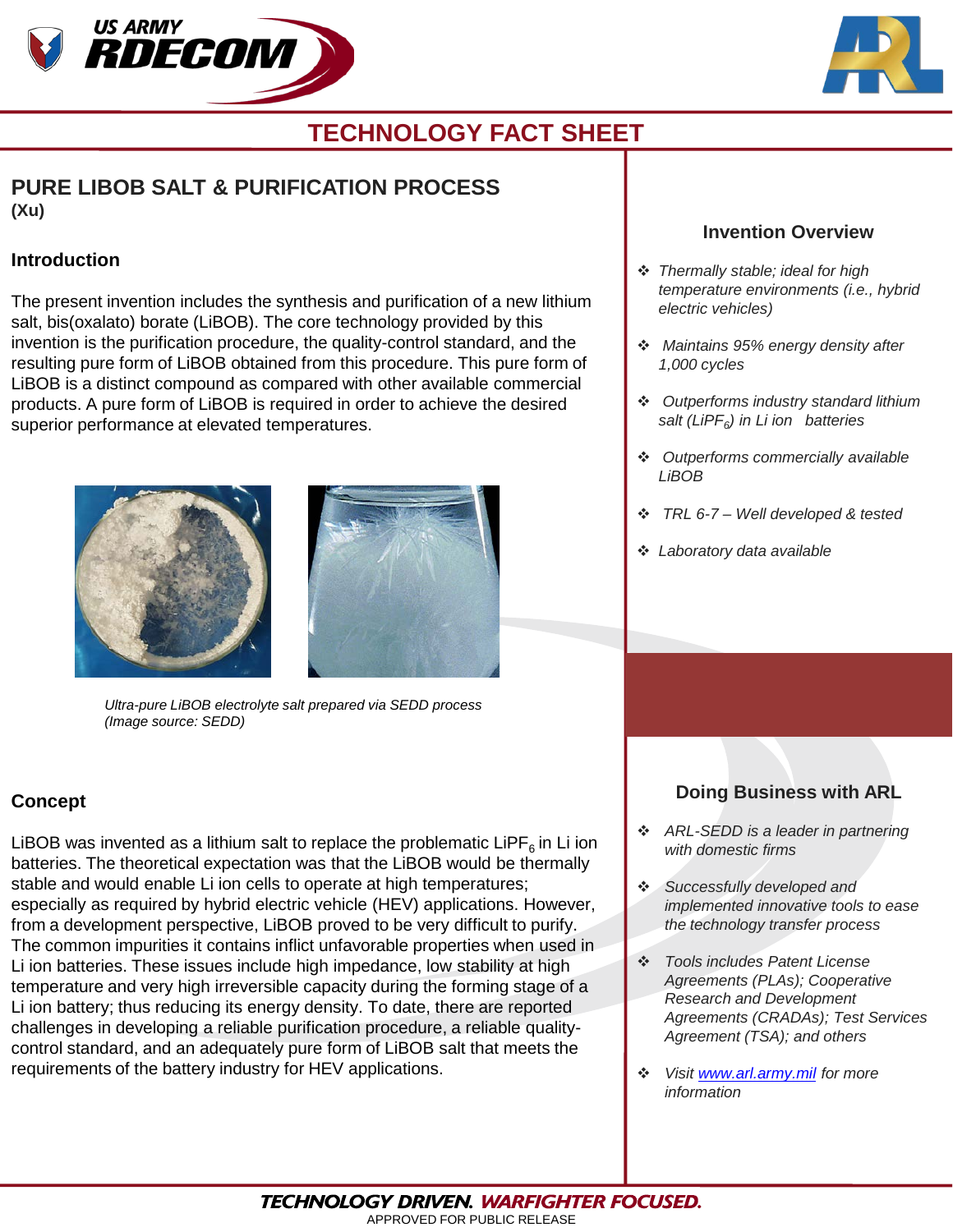# TECHNOLOGY FACT SHEET

## PURE LIBOB SALT & PURIFICATION PROCESS

**(Xu)**

### Introduction

The present invention includes the synthesis and purification of a new lithium salt, bis(oxalato) borate (LiBOB). The core technology provided by this invention is the purification procedure, the quality-control standard, and the resulting pure form of LiBOB obtained from this procedure. This pure form of LiBOB is a distinct compound as compared with other available commercial products. A pure form of LiBOB is required in order to achieve the desired superior performance at elevated temperatures.

*Ultra-pure LiBOB electrolyte salt prepared via SEDD process (Image source: SEDD)*

### Concept

LiBOB was invented as a lithium salt to replace the problematic $LiPF_6$ in Li ion batteries. The theoretical expectation was that the LiBOB would be thermally stable and would enable Li ion cells to operate at high temperatures; especially as required by hybrid electric vehicle (HEV) applications. However, from a development perspective, LiBOB proved to be very difficult to purify. The common impurities it contains inflict unfavorable properties when used in Li ion batteries. These issues include high impedance, low stability at high temperature and very high irreversible capacity during the forming stage of a Li ion battery; thus reducing its energy density. To date, there are reported challenges in developing a reliable purification procedure, a reliable quality-control standard, and an adequately pure form of LiBOB salt that meets the requirements of the battery industry for HEV applications.

### Invention Overview

- *Thermally stable; ideal for high temperature environments (i.e., hybrid electric vehicles)*
- *Maintains 95% energy density after 1,000 cycles*
- *Outperforms industry standard lithium salt ($LiPF_6$) in Li ion batteries*
- *Outperforms commercially available LiBOB*
- *TRL 6-7 – Well developed & tested*
- *Laboratory data available*

### Doing Business with ARL

- *ARL-SEDD is a leader in partnering with domestic firms*
- *Successfully developed and implemented innovative tools to ease the technology transfer process*
- *Tools includes Patent License Agreements (PLAs); Cooperative Research and Development Agreements (CRADAs); Test Services Agreement (TSA); and others*
- *Visit [www.arl.army.mil](http://www.arl.army.mil) for more information*

**TECHNOLOGY DRIVEN. WARFIGHTER FOCUSED.**

APPROVED FOR PUBLIC RELEASE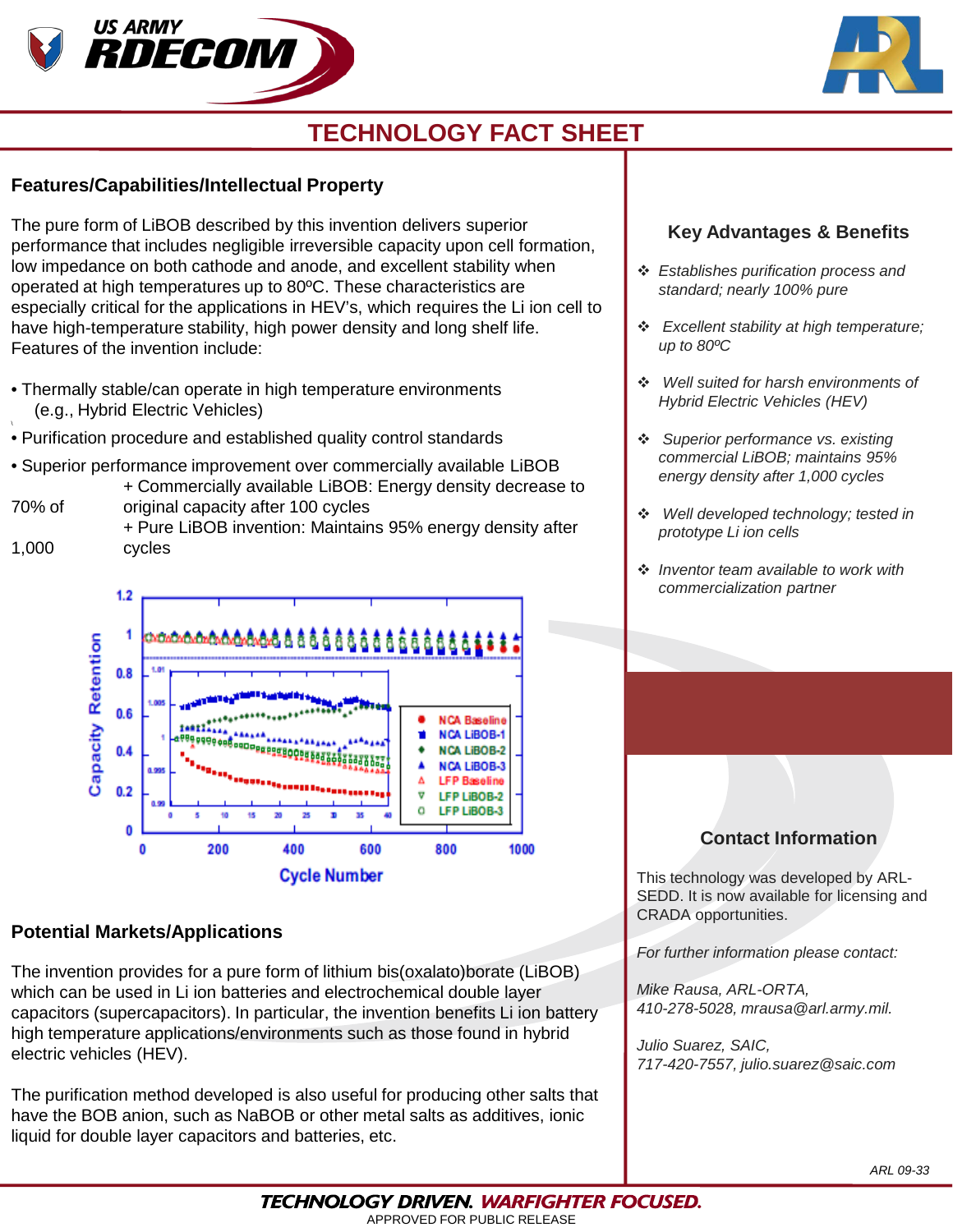# TECHNOLOGY FACT SHEET

## Features/Capabilities/Intellectual Property

The pure form of LiBOB described by this invention delivers superior performance that includes negligible irreversible capacity upon cell formation, low impedance on both cathode and anode, and excellent stability when operated at high temperatures up to 80ºC. These characteristics are especially critical for the applications in HEV's, which requires the Li ion cell to have high-temperature stability, high power density and long shelf life. Features of the invention include:

- Thermally stable/can operate in high temperature environments (e.g., Hybrid Electric Vehicles)
- Purification procedure and established quality control standards
- Superior performance improvement over commercially available LiBOB
  - + Commercially available LiBOB: Energy density decrease to 70% of original capacity after 100 cycles
  - + Pure LiBOB invention: Maintains 95% energy density after 1,000 cycles

Capacity Retention
1.2
1
0.8
0.6
0.4
0.2
0
Cycle Number
0
200
400
600
800
1000
1.01
1.005
1
0.995
0.99
0
5
10
15
20
25
30
35
40
NCA Baseline
NCA LiBOB-1
NCA LiBOB-2
NCA LiBOB-3
LFP Baseline
LFP LiBOB-2
LFP LiBOB-3

## Potential Markets/Applications

The invention provides for a pure form of lithium bis(oxalato)borate (LiBOB) which can be used in Li ion batteries and electrochemical double layer capacitors (supercapacitors). In particular, the invention benefits Li ion battery high temperature applications/environments such as those found in hybrid electric vehicles (HEV).

The purification method developed is also useful for producing other salts that have the BOB anion, such as NaBOB or other metal salts as additives, ionic liquid for double layer capacitors and batteries, etc.

## Key Advantages & Benefits

- *Establishes purification process and standard; nearly 100% pure*
- *Excellent stability at high temperature; up to 80ºC*
- *Well suited for harsh environments of Hybrid Electric Vehicles (HEV)*
- *Superior performance vs. existing commercial LiBOB; maintains 95% energy density after 1,000 cycles*
- *Well developed technology; tested in prototype Li ion cells*
- *Inventor team available to work with commercialization partner*

## Contact Information

This technology was developed by ARL-SEDD. It is now available for licensing and CRADA opportunities.

*For further information please contact:*

*Mike Rausa, ARL-ORTA,*
*410-278-5028, mrausa@arl.army.mil.*

*Julio Suarez, SAIC,*
*717-420-7557, julio.suarez@saic.com*

*ARL 09-33*

**TECHNOLOGY DRIVEN. WARFIGHTER FOCUSED.**

APPROVED FOR PUBLIC RELEASE